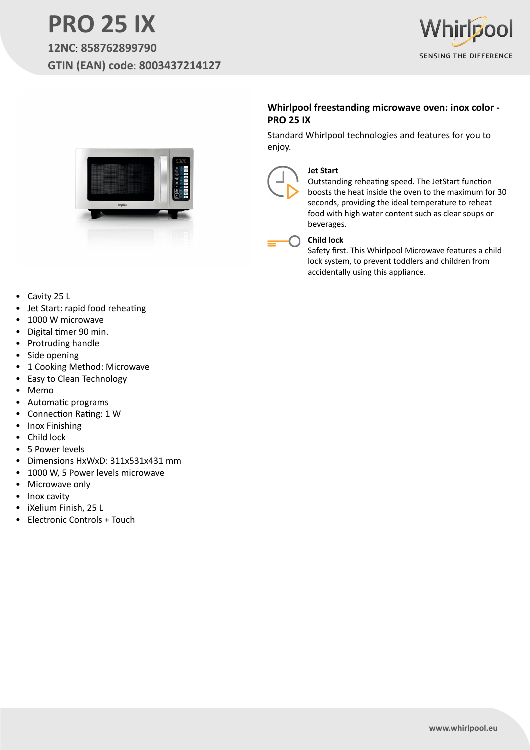# PRO 25 IX

**12NC**: 858762899790

**GTIN (EAN) code**: 8003437214127

Whirlpool

SENSING THE DIFFERENCE

**Whirlpool freestanding microwave oven: inox color - PRO 25 IX**

Standard Whirlpool technologies and features for you to enjoy.

**Jet Start**

Outstanding reheating speed. The JetStart function boosts the heat inside the oven to the maximum for 30 seconds, providing the ideal temperature to reheat food with high water content such as clear soups or beverages.

**Child lock**

Safety first. This Whirlpool Microwave features a child lock system, to prevent toddlers and children from accidentally using this appliance.

- Cavity 25 L
- Jet Start: rapid food reheating
- 1000 W microwave
- Digital timer 90 min.
- Protruding handle
- Side opening
- 1 Cooking Method: Microwave
- Easy to Clean Technology
- Memo
- Automatic programs
- Connection Rating: 1 W
- Inox Finishing
- Child lock
- 5 Power levels
- Dimensions HxWxD: 311x531x431 mm
- 1000 W, 5 Power levels microwave
- Microwave only
- Inox cavity
- iXelium Finish, 25 L
- Electronic Controls + Touch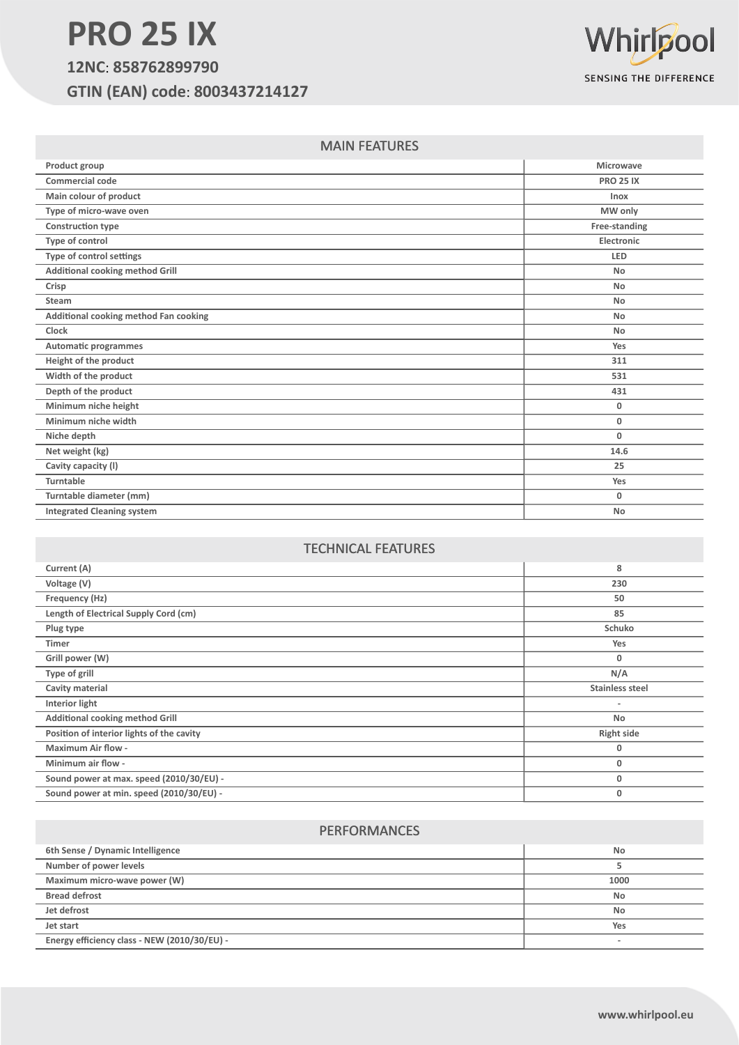# PRO 25 IX

**12NC: 858762899790**

**GTIN (EAN) code: 8003437214127**

Whirlpool

SENSING THE DIFFERENCE

## MAIN FEATURES

| | |
|---|---|
| Product group | Microwave |
| Commercial code | PRO 25 IX |
| Main colour of product | Inox |
| Type of micro-wave oven | MW only |
| Construction type | Free-standing |
| Type of control | Electronic |
| Type of control settings | LED |
| Additional cooking method Grill | No |
| Crisp | No |
| Steam | No |
| Additional cooking method Fan cooking | No |
| Clock | No |
| Automatic programmes | Yes |
| Height of the product | 311 |
| Width of the product | 531 |
| Depth of the product | 431 |
| Minimum niche height | 0 |
| Minimum niche width | 0 |
| Niche depth | 0 |
| Net weight (kg) | 14.6 |
| Cavity capacity (l) | 25 |
| Turntable | Yes |
| Turntable diameter (mm) | 0 |
| Integrated Cleaning system | No |

## TECHNICAL FEATURES

| | |
|---|---|
| Current (A) | 8 |
| Voltage (V) | 230 |
| Frequency (Hz) | 50 |
| Length of Electrical Supply Cord (cm) | 85 |
| Plug type | Schuko |
| Timer | Yes |
| Grill power (W) | 0 |
| Type of grill | N/A |
| Cavity material | Stainless steel |
| Interior light | - |
| Additional cooking method Grill | No |
| Position of interior lights of the cavity | Right side |
| Maximum Air flow - | 0 |
| Minimum air flow - | 0 |
| Sound power at max. speed (2010/30/EU) - | 0 |
| Sound power at min. speed (2010/30/EU) - | 0 |

## PERFORMANCES

| | |
|---|---|
| 6th Sense / Dynamic Intelligence | No |
| Number of power levels | 5 |
| Maximum micro-wave power (W) | 1000 |
| Bread defrost | No |
| Jet defrost | No |
| Jet start | Yes |
| Energy efficiency class - NEW (2010/30/EU) - | - |

www.whirlpool.eu